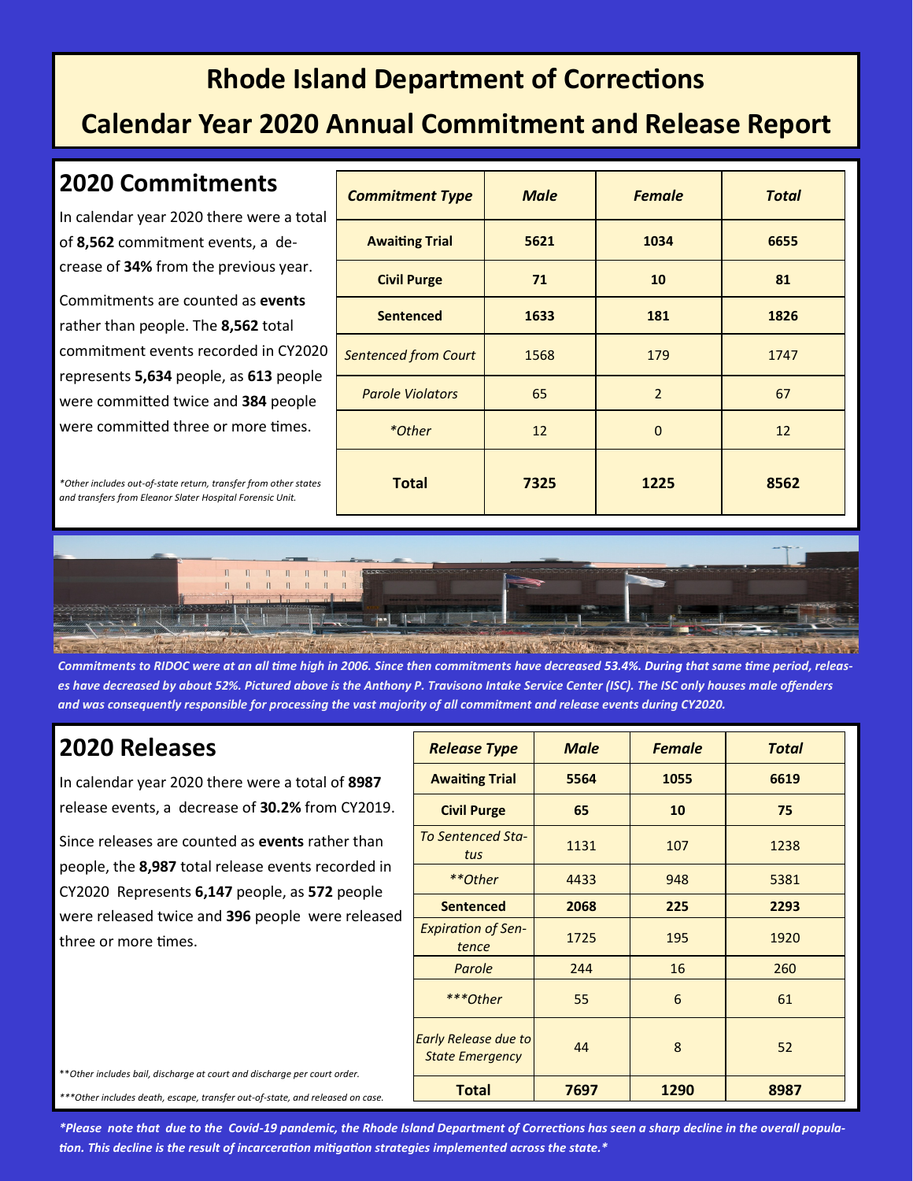# Rhode Island Department of Corrections

# Calendar Year 2020 Annual Commitment and Release Report

## 2020 Commitments

In calendar year 2020 there were a total of **8,562** commitment events, a decrease of **34%** from the previous year.

Commitments are counted as **events** rather than people. The **8,562** total commitment events recorded in CY2020 represents **5,634** people, as **613** people were committed twice and **384** people were committed three or more times.

*\*Other includes out-of-state return, transfer from other states and transfers from Eleanor Slater Hospital Forensic Unit.*

| ***Commitment Type*** | ***Male*** | ***Female*** | ***Total*** |
|---|---|---|---|
| **Awaiting Trial** | **5621** | **1034** | **6655** |
| **Civil Purge** | **71** | **10** | **81** |
| **Sentenced** | **1633** | **181** | **1826** |
| *Sentenced from Court* | 1568 | 179 | 1747 |
| *Parole Violators* | 65 | 2 | 67 |
| *\*Other* | 12 | 0 | 12 |
| **Total** | **7325** | **1225** | **8562** |

***Commitments to RIDOC were at an all time high in 2006. Since then commitments have decreased 53.4%. During that same time period, releases have decreased by about 52%. Pictured above is the Anthony P. Travisono Intake Service Center (ISC). The ISC only houses male offenders and was consequently responsible for processing the vast majority of all commitment and release events during CY2020.***

## 2020 Releases

In calendar year 2020 there were a total of **8987** release events, a decrease of **30.2%** from CY2019.

Since releases are counted as **events** rather than people, the **8,987** total release events recorded in CY2020 Represents **6,147** people, as **572** people were released twice and **396** people were released three or more times.

*\*\*Other includes bail, discharge at court and discharge per court order.*

*\*\*\*Other includes death, escape, transfer out-of-state, and released on case.*

| ***Release Type*** | ***Male*** | ***Female*** | ***Total*** |
|---|---|---|---|
| **Awaiting Trial** | **5564** | **1055** | **6619** |
| **Civil Purge** | **65** | **10** | **75** |
| *To Sentenced Status* | 1131 | 107 | 1238 |
| *\*\*Other* | 4433 | 948 | 5381 |
| **Sentenced** | **2068** | **225** | **2293** |
| *Expiration of Sentence* | 1725 | 195 | 1920 |
| *Parole* | 244 | 16 | 260 |
| *\*\*\*Other* | 55 | 6 | 61 |
| *Early Release due to State Emergency* | 44 | 8 | 52 |
| **Total** | **7697** | **1290** | **8987** |

***\*Please note that due to the Covid-19 pandemic, the Rhode Island Department of Corrections has seen a sharp decline in the overall population. This decline is the result of incarceration mitigation strategies implemented across the state.\****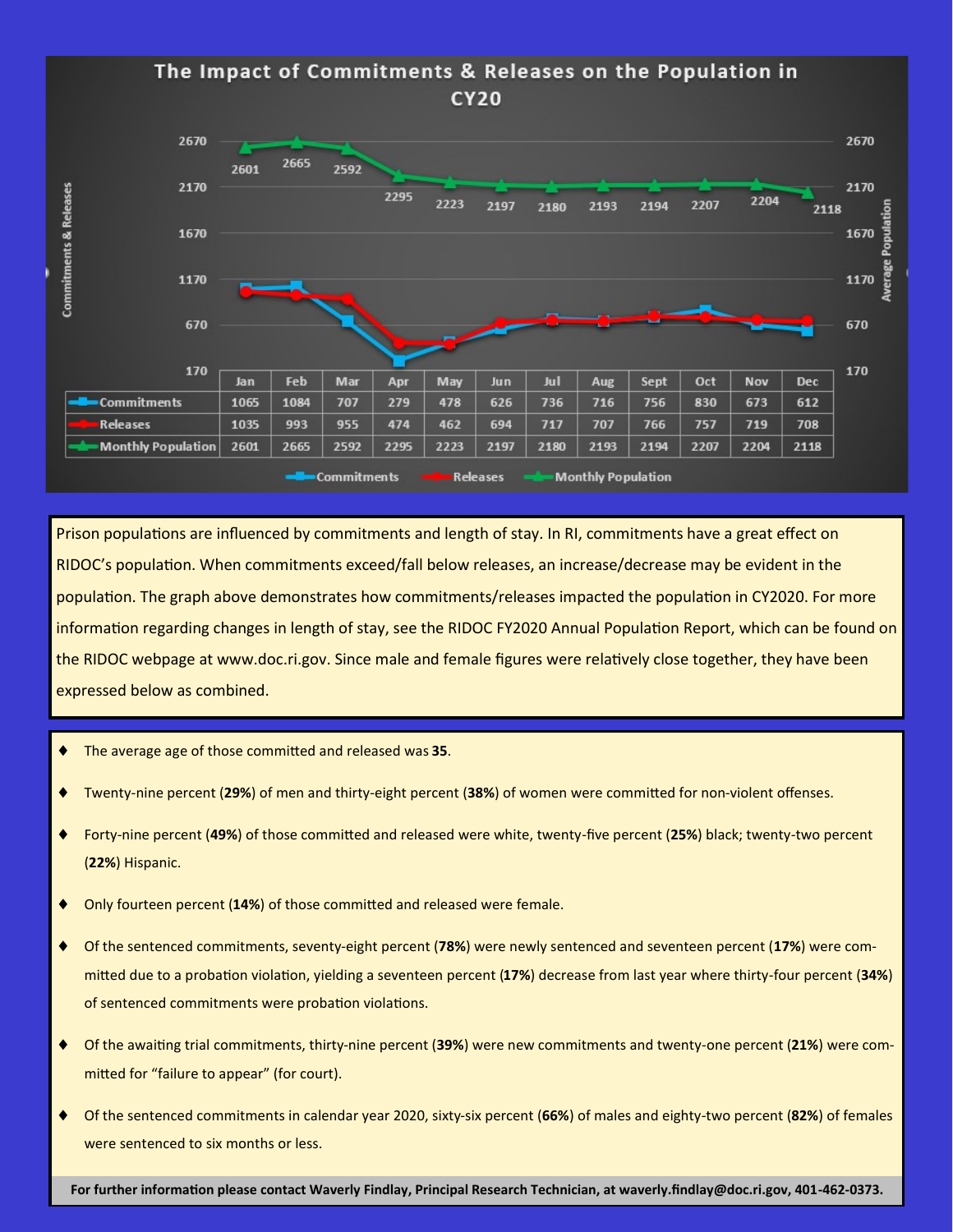## The Impact of Commitments & Releases on the Population in CY20

| | Jan | Feb | Mar | Apr | May | Jun | Jul | Aug | Sept | Oct | Nov | Dec |
|---|---|---|---|---|---|---|---|---|---|---|---|---|
| Commitments | 1065 | 1084 | 707 | 279 | 478 | 626 | 736 | 716 | 756 | 830 | 673 | 612 |
| Releases | 1035 | 993 | 955 | 474 | 462 | 694 | 717 | 707 | 766 | 757 | 719 | 708 |
| Monthly Population | 2601 | 2665 | 2592 | 2295 | 2223 | 2197 | 2180 | 2193 | 2194 | 2207 | 2204 | 2118 |

Prison populations are influenced by commitments and length of stay. In RI, commitments have a great effect on RIDOC's population. When commitments exceed/fall below releases, an increase/decrease may be evident in the population. The graph above demonstrates how commitments/releases impacted the population in CY2020. For more information regarding changes in length of stay, see the RIDOC FY2020 Annual Population Report, which can be found on the RIDOC webpage at www.doc.ri.gov. Since male and female figures were relatively close together, they have been expressed below as combined.

- The average age of those committed and released was **35**.
- Twenty-nine percent (**29%**) of men and thirty-eight percent (**38%**) of women were committed for non-violent offenses.
- Forty-nine percent (**49%**) of those committed and released were white, twenty-five percent (**25%**) black; twenty-two percent (**22%**) Hispanic.
- Only fourteen percent (**14%**) of those committed and released were female.
- Of the sentenced commitments, seventy-eight percent (**78%**) were newly sentenced and seventeen percent (**17%**) were committed due to a probation violation, yielding a seventeen percent (**17%**) decrease from last year where thirty-four percent (**34%**) of sentenced commitments were probation violations.
- Of the awaiting trial commitments, thirty-nine percent (**39%**) were new commitments and twenty-one percent (**21%**) were committed for "failure to appear" (for court).
- Of the sentenced commitments in calendar year 2020, sixty-six percent (**66%**) of males and eighty-two percent (**82%**) of females were sentenced to six months or less.

**For further information please contact Waverly Findlay, Principal Research Technician, at waverly.findlay@doc.ri.gov, 401-462-0373.**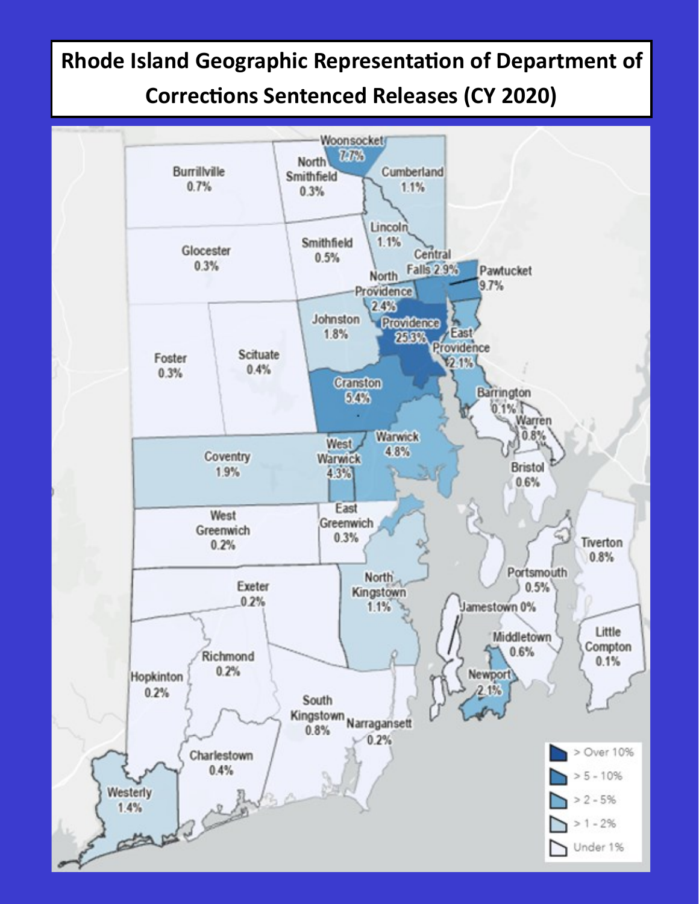# Rhode Island Geographic Representation of Department of Corrections Sentenced Releases (CY 2020)

Woonsocket 7.7%
North Smithfield 0.3%
Cumberland 1.1%
Burrillville 0.7%
Lincoln 1.1%
Smithfield 0.5%
Glocester 0.3%
Central Falls 2.9%
Pawtucket 9.7%
North Providence 2.4%
Johnston 1.8%
Providence 25.3%
East Providence 2.1%
Foster 0.3%
Scituate 0.4%
Cranston 5.4%
Barrington 0.1%
Warren 0.8%
West Warwick 4.3%
Warwick 4.8%
Coventry 1.9%
Bristol 0.6%
East Greenwich 0.3%
West Greenwich 0.2%
Tiverton 0.8%
Portsmouth 0.5%
Exeter 0.2%
North Kingstown 1.1%
Jamestown 0%
Middletown 0.6%
Little Compton 0.1%
Richmond 0.2%
Newport 2.1%
Hopkinton 0.2%
South Kingstown 0.8%
Narragansett 0.2%
Charlestown 0.4%
Westerly 1.4%

> Over 10%
> 5 - 10%
> 2 - 5%
> 1 - 2%
Under 1%